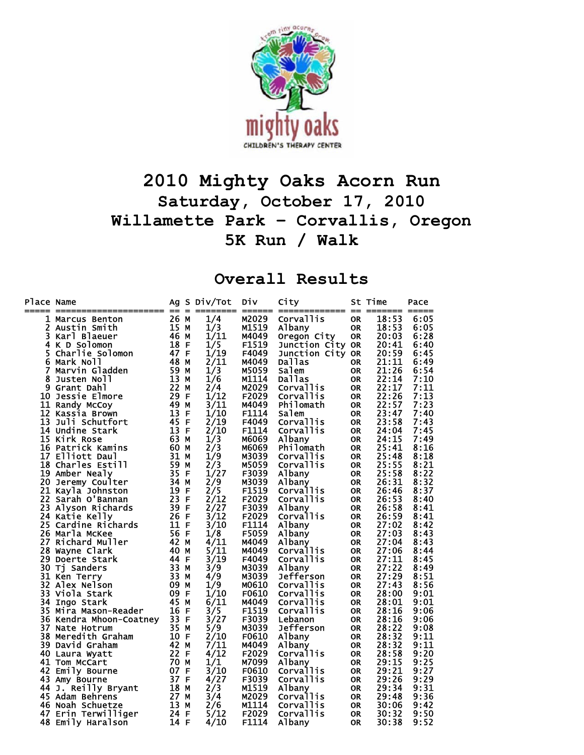# 2010 Mighty Oaks Acorn Run

## Saturday, October 17, 2010

## Willamette Park - Corvallis, Oregon

## 5K Run / Walk

## Overall Results

| Place | Name | Ag | S | Div/Tot | Div | City | St | Time | Pace |
|---|---|---|---|---|---|---|---|---|---|
| 1 | Marcus Benton | 26 | M | 1/4 | M2029 | Corvallis | OR | 18:53 | 6:05 |
| 2 | Austin Smith | 15 | M | 1/3 | M1519 | Albany | OR | 18:53 | 6:05 |
| 3 | Karl Blaeuer | 46 | M | 1/11 | M4049 | Oregon City | OR | 20:03 | 6:28 |
| 4 | K D Solomon | 18 | F | 1/5 | F1519 | Junction City | OR | 20:41 | 6:40 |
| 5 | Charlie Solomon | 47 | F | 1/19 | F4049 | Junction City | OR | 20:59 | 6:45 |
| 6 | Mark Noll | 48 | M | 2/11 | M4049 | Dallas | OR | 21:11 | 6:49 |
| 7 | Marvin Gladden | 59 | M | 1/3 | M5059 | Salem | OR | 21:26 | 6:54 |
| 8 | Justen Noll | 13 | M | 1/6 | M1114 | Dallas | OR | 22:14 | 7:10 |
| 9 | Grant Dahl | 22 | M | 2/4 | M2029 | Corvallis | OR | 22:17 | 7:11 |
| 10 | Jessie Elmore | 29 | F | 1/12 | F2029 | Corvallis | OR | 22:26 | 7:13 |
| 11 | Randy McCoy | 49 | M | 3/11 | M4049 | Philomath | OR | 22:57 | 7:23 |
| 12 | Kassia Brown | 13 | F | 1/10 | F1114 | Salem | OR | 23:47 | 7:40 |
| 13 | Juli Schutfort | 45 | F | 2/19 | F4049 | Corvallis | OR | 23:58 | 7:43 |
| 14 | Undine Stark | 13 | F | 2/10 | F1114 | Corvallis | OR | 24:04 | 7:45 |
| 15 | Kirk Rose | 63 | M | 1/3 | M6069 | Albany | OR | 24:15 | 7:49 |
| 16 | Patrick Kamins | 60 | M | 2/3 | M6069 | Philomath | OR | 25:41 | 8:16 |
| 17 | Elliott Daul | 31 | M | 1/9 | M3039 | Corvallis | OR | 25:48 | 8:18 |
| 18 | Charles Estill | 59 | M | 2/3 | M5059 | Corvallis | OR | 25:55 | 8:21 |
| 19 | Amber Nealy | 35 | F | 1/27 | F3039 | Albany | OR | 25:58 | 8:22 |
| 20 | Jeremy Coulter | 34 | M | 2/9 | M3039 | Albany | OR | 26:31 | 8:32 |
| 21 | Kayla Johnston | 19 | F | 2/5 | F1519 | Corvallis | OR | 26:46 | 8:37 |
| 22 | Sarah O'Bannan | 23 | F | 2/12 | F2029 | Corvallis | OR | 26:53 | 8:40 |
| 23 | Alyson Richards | 39 | F | 2/27 | F3039 | Albany | OR | 26:58 | 8:41 |
| 24 | Katie Kelly | 26 | F | 3/12 | F2029 | Corvallis | OR | 26:59 | 8:41 |
| 25 | Cardine Richards | 11 | F | 3/10 | F1114 | Albany | OR | 27:02 | 8:42 |
| 26 | Marla McKee | 56 | F | 1/8 | F5059 | Albany | OR | 27:03 | 8:43 |
| 27 | Richard Muller | 42 | M | 4/11 | M4049 | Albany | OR | 27:04 | 8:43 |
| 28 | Wayne Clark | 40 | M | 5/11 | M4049 | Corvallis | OR | 27:06 | 8:44 |
| 29 | Doerte Stark | 44 | F | 3/19 | F4049 | Corvallis | OR | 27:11 | 8:45 |
| 30 | Tj Sanders | 33 | M | 3/9 | M3039 | Albany | OR | 27:22 | 8:49 |
| 31 | Ken Terry | 33 | M | 4/9 | M3039 | Jefferson | OR | 27:29 | 8:51 |
| 32 | Alex Nelson | 09 | M | 1/9 | M0610 | Corvallis | OR | 27:43 | 8:56 |
| 33 | Viola Stark | 09 | F | 1/10 | F0610 | Corvallis | OR | 28:00 | 9:01 |
| 34 | Ingo Stark | 45 | M | 6/11 | M4049 | Corvallis | OR | 28:01 | 9:01 |
| 35 | Mira Mason-Reader | 16 | F | 3/5 | F1519 | Corvallis | OR | 28:16 | 9:06 |
| 36 | Kendra Mhoon-Coatney | 33 | F | 3/27 | F3039 | Lebanon | OR | 28:16 | 9:06 |
| 37 | Nate Hotrum | 35 | M | 5/9 | M3039 | Jefferson | OR | 28:22 | 9:08 |
| 38 | Meredith Graham | 10 | F | 2/10 | F0610 | Albany | OR | 28:32 | 9:11 |
| 39 | David Graham | 42 | M | 7/11 | M4049 | Albany | OR | 28:32 | 9:11 |
| 40 | Laura Wyatt | 22 | F | 4/12 | F2029 | Corvallis | OR | 28:58 | 9:20 |
| 41 | Tom McCart | 70 | M | 1/1 | M7099 | Albany | OR | 29:15 | 9:25 |
| 42 | Emily Bourne | 07 | F | 3/10 | F0610 | Corvallis | OR | 29:21 | 9:27 |
| 43 | Amy Bourne | 37 | F | 4/27 | F3039 | Corvallis | OR | 29:26 | 9:29 |
| 44 | J. Reilly Bryant | 18 | M | 2/3 | M1519 | Albany | OR | 29:34 | 9:31 |
| 45 | Adam Behrens | 27 | M | 3/4 | M2029 | Corvallis | OR | 29:48 | 9:36 |
| 46 | Noah Schuetze | 13 | M | 2/6 | M1114 | Corvallis | OR | 30:06 | 9:42 |
| 47 | Erin Terwilliger | 24 | F | 5/12 | F2029 | Corvallis | OR | 30:32 | 9:50 |
| 48 | Emily Haralson | 14 | F | 4/10 | F1114 | Albany | OR | 30:38 | 9:52 |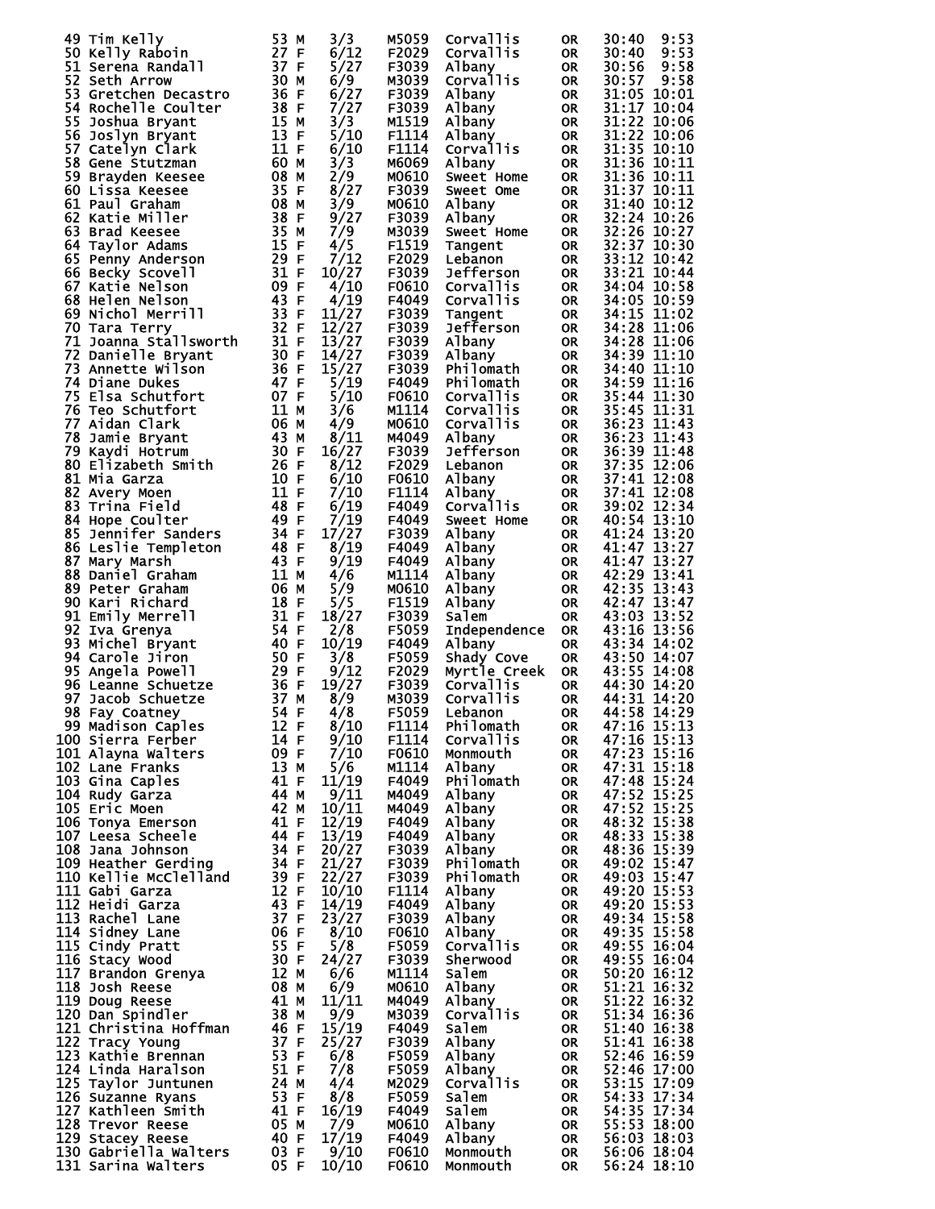| Place | Name | Age | Sex | Div Place | Division | City | State | Time | Pace |
|---|---|---|---|---|---|---|---|---|---|
| 49 | Tim Kelly | 53 | M | 3/3 | M5059 | Corvallis | OR | 30:40 | 9:53 |
| 50 | Kelly Raboin | 27 | F | 6/12 | F2029 | Corvallis | OR | 30:40 | 9:53 |
| 51 | Serena Randall | 37 | F | 5/27 | F3039 | Albany | OR | 30:56 | 9:58 |
| 52 | Seth Arrow | 30 | M | 6/9 | M3039 | Corvallis | OR | 30:57 | 9:58 |
| 53 | Gretchen Decastro | 36 | F | 6/27 | F3039 | Albany | OR | 31:05 | 10:01 |
| 54 | Rochelle Coulter | 38 | F | 7/27 | F3039 | Albany | OR | 31:17 | 10:04 |
| 55 | Joshua Bryant | 15 | M | 3/3 | M1519 | Albany | OR | 31:22 | 10:06 |
| 56 | Joslyn Bryant | 13 | F | 5/10 | F1114 | Albany | OR | 31:22 | 10:06 |
| 57 | Catelyn Clark | 11 | F | 6/10 | F1114 | Corvallis | OR | 31:35 | 10:10 |
| 58 | Gene Stutzman | 60 | M | 3/3 | M6069 | Albany | OR | 31:36 | 10:11 |
| 59 | Brayden Keesee | 08 | M | 2/9 | M0610 | Sweet Home | OR | 31:36 | 10:11 |
| 60 | Lissa Keesee | 35 | F | 8/27 | F3039 | Sweet Ome | OR | 31:37 | 10:11 |
| 61 | Paul Graham | 08 | M | 3/9 | M0610 | Albany | OR | 31:40 | 10:12 |
| 62 | Katie Miller | 38 | F | 9/27 | F3039 | Albany | OR | 32:24 | 10:26 |
| 63 | Brad Keesee | 35 | M | 7/9 | M3039 | Sweet Home | OR | 32:26 | 10:27 |
| 64 | Taylor Adams | 15 | F | 4/5 | F1519 | Tangent | OR | 32:37 | 10:30 |
| 65 | Penny Anderson | 29 | F | 7/12 | F2029 | Lebanon | OR | 33:12 | 10:42 |
| 66 | Becky Scovell | 31 | F | 10/27 | F3039 | Jefferson | OR | 33:21 | 10:44 |
| 67 | Katie Nelson | 09 | F | 4/10 | F0610 | Corvallis | OR | 34:04 | 10:58 |
| 68 | Helen Nelson | 43 | F | 4/19 | F4049 | Corvallis | OR | 34:05 | 10:59 |
| 69 | Nichol Merrill | 33 | F | 11/27 | F3039 | Tangent | OR | 34:15 | 11:02 |
| 70 | Tara Terry | 32 | F | 12/27 | F3039 | Jefferson | OR | 34:28 | 11:06 |
| 71 | Joanna Stallsworth | 31 | F | 13/27 | F3039 | Albany | OR | 34:28 | 11:06 |
| 72 | Danielle Bryant | 30 | F | 14/27 | F3039 | Albany | OR | 34:39 | 11:10 |
| 73 | Annette Wilson | 36 | F | 15/27 | F3039 | Philomath | OR | 34:40 | 11:10 |
| 74 | Diane Dukes | 47 | F | 5/19 | F4049 | Philomath | OR | 34:59 | 11:16 |
| 75 | Elsa Schutfort | 07 | F | 5/10 | F0610 | Corvallis | OR | 35:44 | 11:30 |
| 76 | Teo Schutfort | 11 | M | 3/6 | M1114 | Corvallis | OR | 35:45 | 11:31 |
| 77 | Aidan Clark | 06 | M | 4/9 | M0610 | Corvallis | OR | 36:23 | 11:43 |
| 78 | Jamie Bryant | 43 | M | 8/11 | M4049 | Albany | OR | 36:23 | 11:43 |
| 79 | Kaydi Hotrum | 30 | F | 16/27 | F3039 | Jefferson | OR | 36:39 | 11:48 |
| 80 | Elizabeth Smith | 26 | F | 8/12 | F2029 | Lebanon | OR | 37:35 | 12:06 |
| 81 | Mia Garza | 10 | F | 6/10 | F0610 | Albany | OR | 37:41 | 12:08 |
| 82 | Avery Moen | 11 | F | 7/10 | F1114 | Albany | OR | 37:41 | 12:08 |
| 83 | Trina Field | 48 | F | 6/19 | F4049 | Corvallis | OR | 39:02 | 12:34 |
| 84 | Hope Coulter | 49 | F | 7/19 | F4049 | Sweet Home | OR | 40:54 | 13:10 |
| 85 | Jennifer Sanders | 34 | F | 17/27 | F3039 | Albany | OR | 41:24 | 13:20 |
| 86 | Leslie Templeton | 48 | F | 8/19 | F4049 | Albany | OR | 41:47 | 13:27 |
| 87 | Mary Marsh | 43 | F | 9/19 | F4049 | Albany | OR | 41:47 | 13:27 |
| 88 | Daniel Graham | 11 | M | 4/6 | M1114 | Albany | OR | 42:29 | 13:41 |
| 89 | Peter Graham | 06 | M | 5/9 | M0610 | Albany | OR | 42:35 | 13:43 |
| 90 | Kari Richard | 18 | F | 5/5 | F1519 | Albany | OR | 42:47 | 13:47 |
| 91 | Emily Merrell | 31 | F | 18/27 | F3039 | Salem | OR | 43:03 | 13:52 |
| 92 | Iva Grenya | 54 | F | 2/8 | F5059 | Independence | OR | 43:16 | 13:56 |
| 93 | Michel Bryant | 40 | F | 10/19 | F4049 | Albany | OR | 43:34 | 14:02 |
| 94 | Carole Jiron | 50 | F | 3/8 | F5059 | Shady Cove | OR | 43:50 | 14:07 |
| 95 | Angela Powell | 29 | F | 9/12 | F2029 | Myrtle Creek | OR | 43:55 | 14:08 |
| 96 | Leanne Schuetze | 36 | F | 19/27 | F3039 | Corvallis | OR | 44:30 | 14:20 |
| 97 | Jacob Schuetze | 37 | M | 8/9 | M3039 | Corvallis | OR | 44:31 | 14:20 |
| 98 | Fay Coatney | 54 | F | 4/8 | F5059 | Lebanon | OR | 44:58 | 14:29 |
| 99 | Madison Caples | 12 | F | 8/10 | F1114 | Philomath | OR | 47:16 | 15:13 |
| 100 | Sierra Ferber | 14 | F | 9/10 | F1114 | Corvallis | OR | 47:16 | 15:13 |
| 101 | Alayna Walters | 09 | F | 7/10 | F0610 | Monmouth | OR | 47:23 | 15:16 |
| 102 | Lane Franks | 13 | M | 5/6 | M1114 | Albany | OR | 47:31 | 15:18 |
| 103 | Gina Caples | 41 | F | 11/19 | F4049 | Philomath | OR | 47:48 | 15:24 |
| 104 | Rudy Garza | 44 | M | 9/11 | M4049 | Albany | OR | 47:52 | 15:25 |
| 105 | Eric Moen | 42 | M | 10/11 | M4049 | Albany | OR | 47:52 | 15:25 |
| 106 | Tonya Emerson | 41 | F | 12/19 | F4049 | Albany | OR | 48:32 | 15:38 |
| 107 | Leesa Scheele | 44 | F | 13/19 | F4049 | Albany | OR | 48:33 | 15:38 |
| 108 | Jana Johnson | 34 | F | 20/27 | F3039 | Albany | OR | 48:36 | 15:39 |
| 109 | Heather Gerding | 34 | F | 21/27 | F3039 | Philomath | OR | 49:02 | 15:47 |
| 110 | Kellie McClelland | 39 | F | 22/27 | F3039 | Philomath | OR | 49:03 | 15:47 |
| 111 | Gabi Garza | 12 | F | 10/10 | F1114 | Albany | OR | 49:20 | 15:53 |
| 112 | Heidi Garza | 43 | F | 14/19 | F4049 | Albany | OR | 49:20 | 15:53 |
| 113 | Rachel Lane | 37 | F | 23/27 | F3039 | Albany | OR | 49:34 | 15:58 |
| 114 | Sidney Lane | 06 | F | 8/10 | F0610 | Albany | OR | 49:35 | 15:58 |
| 115 | Cindy Pratt | 55 | F | 5/8 | F5059 | Corvallis | OR | 49:55 | 16:04 |
| 116 | Stacy Wood | 30 | F | 24/27 | F3039 | Sherwood | OR | 49:55 | 16:04 |
| 117 | Brandon Grenya | 12 | M | 6/6 | M1114 | Salem | OR | 50:20 | 16:12 |
| 118 | Josh Reese | 08 | M | 6/9 | M0610 | Albany | OR | 51:21 | 16:32 |
| 119 | Doug Reese | 41 | M | 11/11 | M4049 | Albany | OR | 51:22 | 16:32 |
| 120 | Dan Spindler | 38 | M | 9/9 | M3039 | Corvallis | OR | 51:34 | 16:36 |
| 121 | Christina Hoffman | 46 | F | 15/19 | F4049 | Salem | OR | 51:40 | 16:38 |
| 122 | Tracy Young | 37 | F | 25/27 | F3039 | Albany | OR | 51:41 | 16:38 |
| 123 | Kathie Brennan | 53 | F | 6/8 | F5059 | Albany | OR | 52:46 | 16:59 |
| 124 | Linda Haralson | 51 | F | 7/8 | F5059 | Albany | OR | 52:46 | 17:00 |
| 125 | Taylor Juntunen | 24 | M | 4/4 | M2029 | Corvallis | OR | 53:15 | 17:09 |
| 126 | Suzanne Ryans | 53 | F | 8/8 | F5059 | Salem | OR | 54:33 | 17:34 |
| 127 | Kathleen Smith | 41 | F | 16/19 | F4049 | Salem | OR | 54:35 | 17:34 |
| 128 | Trevor Reese | 05 | M | 7/9 | M0610 | Albany | OR | 55:53 | 18:00 |
| 129 | Stacey Reese | 40 | F | 17/19 | F4049 | Albany | OR | 56:03 | 18:03 |
| 130 | Gabriella Walters | 03 | F | 9/10 | F0610 | Monmouth | OR | 56:06 | 18:04 |
| 131 | Sarina Walters | 05 | F | 10/10 | F0610 | Monmouth | OR | 56:24 | 18:10 |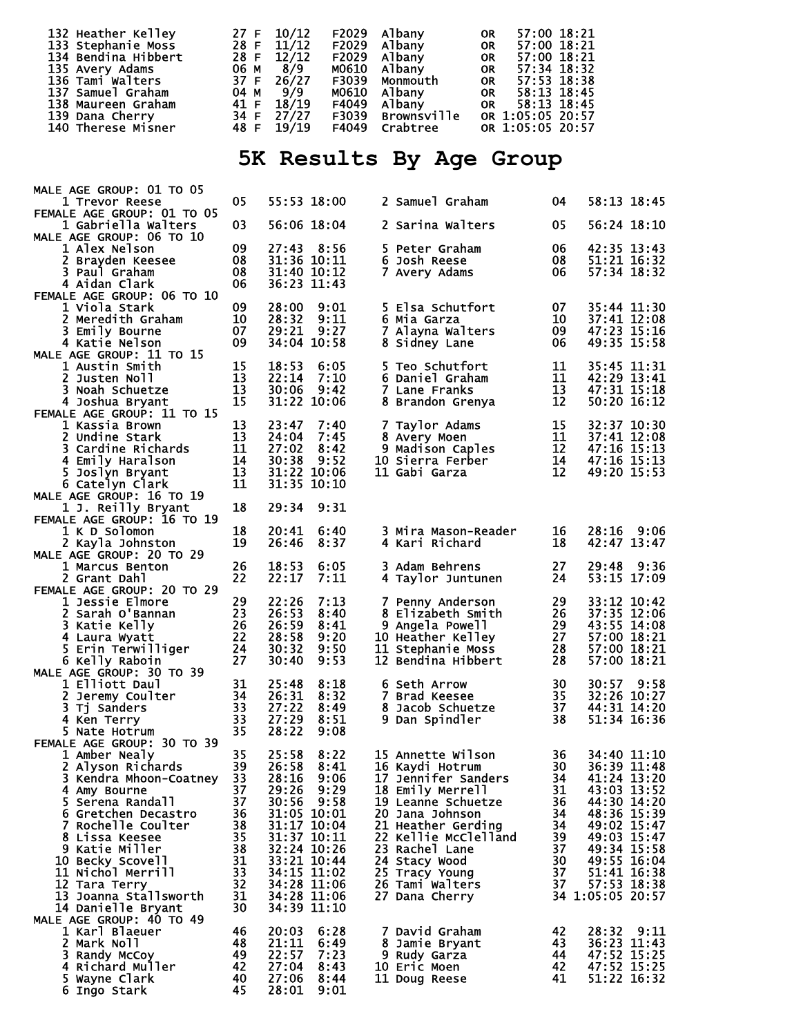| Place | Name | Age | Sex | Div Place | Div | City | State | Time | Pace |
|---|---|---|---|---|---|---|---|---|---|
| 132 | Heather Kelley | 27 | F | 10/12 | F2029 | Albany | OR | 57:00 | 18:21 |
| 133 | Stephanie Moss | 28 | F | 11/12 | F2029 | Albany | OR | 57:00 | 18:21 |
| 134 | Bendina Hibbert | 28 | F | 12/12 | F2029 | Albany | OR | 57:00 | 18:21 |
| 135 | Avery Adams | 06 | M | 8/9 | M0610 | Albany | OR | 57:34 | 18:32 |
| 136 | Tami Walters | 37 | F | 26/27 | F3039 | Monmouth | OR | 57:53 | 18:38 |
| 137 | Samuel Graham | 04 | M | 9/9 | M0610 | Albany | OR | 58:13 | 18:45 |
| 138 | Maureen Graham | 41 | F | 18/19 | F4049 | Albany | OR | 58:13 | 18:45 |
| 139 | Dana Cherry | 34 | F | 27/27 | F3039 | Brownsville | OR | 1:05:05 | 20:57 |
| 140 | Therese Misner | 48 | F | 19/19 | F4049 | Crabtree | OR | 1:05:05 | 20:57 |

# 5K Results By Age Group

**MALE AGE GROUP: 01 TO 05**

| Place | Name | Age | Time | Pace |
|---|---|---|---|---|
| 1 | Trevor Reese | 05 | 55:53 | 18:00 |
| 2 | Samuel Graham | 04 | 58:13 | 18:45 |

**FEMALE AGE GROUP: 01 TO 05**

| Place | Name | Age | Time | Pace |
|---|---|---|---|---|
| 1 | Gabriella Walters | 03 | 56:06 | 18:04 |
| 2 | Sarina Walters | 05 | 56:24 | 18:10 |

**MALE AGE GROUP: 06 TO 10**

| Place | Name | Age | Time | Pace |
|---|---|---|---|---|
| 1 | Alex Nelson | 09 | 27:43 | 8:56 |
| 2 | Brayden Keesee | 08 | 31:36 | 10:11 |
| 3 | Paul Graham | 08 | 31:40 | 10:12 |
| 4 | Aidan Clark | 06 | 36:23 | 11:43 |
| 5 | Peter Graham | 06 | 42:35 | 13:43 |
| 6 | Josh Reese | 08 | 51:21 | 16:32 |
| 7 | Avery Adams | 06 | 57:34 | 18:32 |

**FEMALE AGE GROUP: 06 TO 10**

| Place | Name | Age | Time | Pace |
|---|---|---|---|---|
| 1 | Viola Stark | 09 | 28:00 | 9:01 |
| 2 | Meredith Graham | 10 | 28:32 | 9:11 |
| 3 | Emily Bourne | 07 | 29:21 | 9:27 |
| 4 | Katie Nelson | 09 | 34:04 | 10:58 |
| 5 | Elsa Schutfort | 07 | 35:44 | 11:30 |
| 6 | Mia Garza | 10 | 37:41 | 12:08 |
| 7 | Alayna Walters | 09 | 47:23 | 15:16 |
| 8 | Sidney Lane | 06 | 49:35 | 15:58 |

**MALE AGE GROUP: 11 TO 15**

| Place | Name | Age | Time | Pace |
|---|---|---|---|---|
| 1 | Austin Smith | 15 | 18:53 | 6:05 |
| 2 | Justen Noll | 13 | 22:14 | 7:10 |
| 3 | Noah Schuetze | 13 | 30:06 | 9:42 |
| 4 | Joshua Bryant | 15 | 31:22 | 10:06 |
| 5 | Teo Schutfort | 11 | 35:45 | 11:31 |
| 6 | Daniel Graham | 11 | 42:29 | 13:41 |
| 7 | Lane Franks | 13 | 47:31 | 15:18 |
| 8 | Brandon Grenya | 12 | 50:20 | 16:12 |

**FEMALE AGE GROUP: 11 TO 15**

| Place | Name | Age | Time | Pace |
|---|---|---|---|---|
| 1 | Kassia Brown | 13 | 23:47 | 7:40 |
| 2 | Undine Stark | 13 | 24:04 | 7:45 |
| 3 | Cardine Richards | 11 | 27:02 | 8:42 |
| 4 | Emily Haralson | 14 | 30:38 | 9:52 |
| 5 | Joslyn Bryant | 13 | 31:22 | 10:06 |
| 6 | Catelyn Clark | 11 | 31:35 | 10:10 |
| 7 | Taylor Adams | 15 | 32:37 | 10:30 |
| 8 | Avery Moen | 11 | 37:41 | 12:08 |
| 9 | Madison Caples | 12 | 47:16 | 15:13 |
| 10 | Sierra Ferber | 14 | 47:16 | 15:13 |
| 11 | Gabi Garza | 12 | 49:20 | 15:53 |

**MALE AGE GROUP: 16 TO 19**

| Place | Name | Age | Time | Pace |
|---|---|---|---|---|
| 1 | J. Reilly Bryant | 18 | 29:34 | 9:31 |

**FEMALE AGE GROUP: 16 TO 19**

| Place | Name | Age | Time | Pace |
|---|---|---|---|---|
| 1 | K D Solomon | 18 | 20:41 | 6:40 |
| 2 | Kayla Johnston | 19 | 26:46 | 8:37 |
| 3 | Mira Mason-Reader | 16 | 28:16 | 9:06 |
| 4 | Kari Richard | 18 | 42:47 | 13:47 |

**MALE AGE GROUP: 20 TO 29**

| Place | Name | Age | Time | Pace |
|---|---|---|---|---|
| 1 | Marcus Benton | 26 | 18:53 | 6:05 |
| 2 | Grant Dahl | 22 | 22:17 | 7:11 |
| 3 | Adam Behrens | 27 | 29:48 | 9:36 |
| 4 | Taylor Juntunen | 24 | 53:15 | 17:09 |

**FEMALE AGE GROUP: 20 TO 29**

| Place | Name | Age | Time | Pace |
|---|---|---|---|---|
| 1 | Jessie Elmore | 29 | 22:26 | 7:13 |
| 2 | Sarah O'Bannan | 23 | 26:53 | 8:40 |
| 3 | Katie Kelly | 26 | 26:59 | 8:41 |
| 4 | Laura Wyatt | 22 | 28:58 | 9:20 |
| 5 | Erin Terwilliger | 24 | 30:32 | 9:50 |
| 6 | Kelly Raboin | 27 | 30:40 | 9:53 |
| 7 | Penny Anderson | 29 | 33:12 | 10:42 |
| 8 | Elizabeth Smith | 26 | 37:35 | 12:06 |
| 9 | Angela Powell | 29 | 43:55 | 14:08 |
| 10 | Heather Kelley | 27 | 57:00 | 18:21 |
| 11 | Stephanie Moss | 28 | 57:00 | 18:21 |
| 12 | Bendina Hibbert | 28 | 57:00 | 18:21 |

**MALE AGE GROUP: 30 TO 39**

| Place | Name | Age | Time | Pace |
|---|---|---|---|---|
| 1 | Elliott Daul | 31 | 25:48 | 8:18 |
| 2 | Jeremy Coulter | 34 | 26:31 | 8:32 |
| 3 | Tj Sanders | 33 | 27:22 | 8:49 |
| 4 | Ken Terry | 33 | 27:29 | 8:51 |
| 5 | Nate Hotrum | 35 | 28:22 | 9:08 |
| 6 | Seth Arrow | 30 | 30:57 | 9:58 |
| 7 | Brad Keesee | 35 | 32:26 | 10:27 |
| 8 | Jacob Schuetze | 37 | 44:31 | 14:20 |
| 9 | Dan Spindler | 38 | 51:34 | 16:36 |

**FEMALE AGE GROUP: 30 TO 39**

| Place | Name | Age | Time | Pace |
|---|---|---|---|---|
| 1 | Amber Nealy | 35 | 25:58 | 8:22 |
| 2 | Alyson Richards | 39 | 26:58 | 8:41 |
| 3 | Kendra Mhoon-Coatney | 33 | 28:16 | 9:06 |
| 4 | Amy Bourne | 37 | 29:26 | 9:29 |
| 5 | Serena Randall | 37 | 30:56 | 9:58 |
| 6 | Gretchen Decastro | 36 | 31:05 | 10:01 |
| 7 | Rochelle Coulter | 38 | 31:17 | 10:04 |
| 8 | Lissa Keesee | 35 | 31:37 | 10:11 |
| 9 | Katie Miller | 38 | 32:24 | 10:26 |
| 10 | Becky Scovell | 31 | 33:21 | 10:44 |
| 11 | Nichol Merrill | 33 | 34:15 | 11:02 |
| 12 | Tara Terry | 32 | 34:28 | 11:06 |
| 13 | Joanna Stallsworth | 31 | 34:28 | 11:06 |
| 14 | Danielle Bryant | 30 | 34:39 | 11:10 |
| 15 | Annette Wilson | 36 | 34:40 | 11:10 |
| 16 | Kaydi Hotrum | 30 | 36:39 | 11:48 |
| 17 | Jennifer Sanders | 34 | 41:24 | 13:20 |
| 18 | Emily Merrell | 31 | 43:03 | 13:52 |
| 19 | Leanne Schuetze | 36 | 44:30 | 14:20 |
| 20 | Jana Johnson | 34 | 48:36 | 15:39 |
| 21 | Heather Gerding | 34 | 49:02 | 15:47 |
| 22 | Kellie McClelland | 39 | 49:03 | 15:47 |
| 23 | Rachel Lane | 37 | 49:34 | 15:58 |
| 24 | Stacy Wood | 30 | 49:55 | 16:04 |
| 25 | Tracy Young | 37 | 51:41 | 16:38 |
| 26 | Tami Walters | 37 | 57:53 | 18:38 |
| 27 | Dana Cherry | 34 | 1:05:05 | 20:57 |

**MALE AGE GROUP: 40 TO 49**

| Place | Name | Age | Time | Pace |
|---|---|---|---|---|
| 1 | Karl Blaeuer | 46 | 20:03 | 6:28 |
| 2 | Mark Noll | 48 | 21:11 | 6:49 |
| 3 | Randy McCoy | 49 | 22:57 | 7:23 |
| 4 | Richard Muller | 42 | 27:04 | 8:43 |
| 5 | Wayne Clark | 40 | 27:06 | 8:44 |
| 6 | Ingo Stark | 45 | 28:01 | 9:01 |
| 7 | David Graham | 42 | 28:32 | 9:11 |
| 8 | Jamie Bryant | 43 | 36:23 | 11:43 |
| 9 | Rudy Garza | 44 | 47:52 | 15:25 |
| 10 | Eric Moen | 42 | 47:52 | 15:25 |
| 11 | Doug Reese | 41 | 51:22 | 16:32 |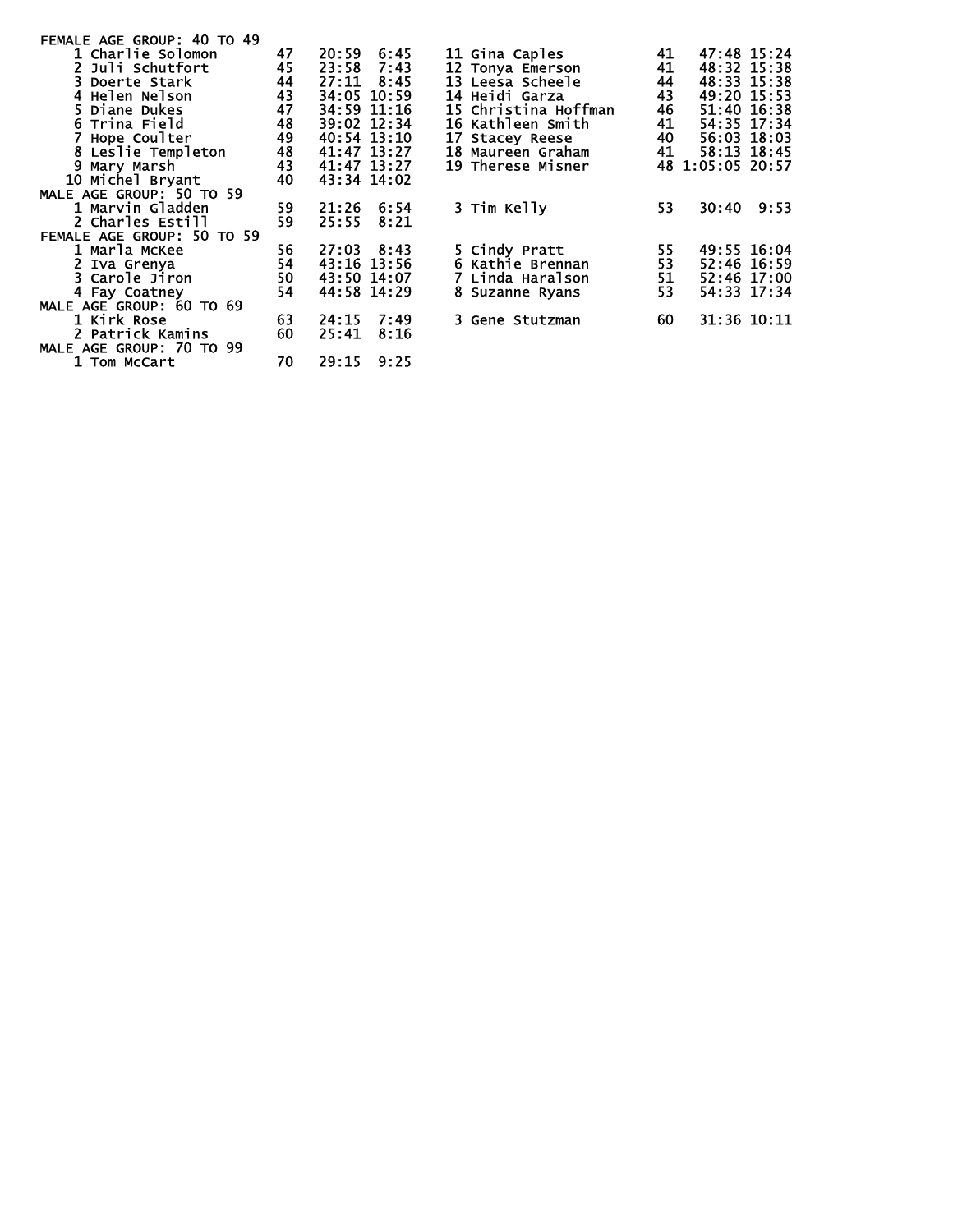FEMALE AGE GROUP: 40 TO 49

| | | | | |
|---|---|---|---|---|
| 1 | Charlie Solomon | 47 | 20:59 | 6:45 |
| 2 | Juli Schutfort | 45 | 23:58 | 7:43 |
| 3 | Doerte Stark | 44 | 27:11 | 8:45 |
| 4 | Helen Nelson | 43 | 34:05 | 10:59 |
| 5 | Diane Dukes | 47 | 34:59 | 11:16 |
| 6 | Trina Field | 48 | 39:02 | 12:34 |
| 7 | Hope Coulter | 49 | 40:54 | 13:10 |
| 8 | Leslie Templeton | 48 | 41:47 | 13:27 |
| 9 | Mary Marsh | 43 | 41:47 | 13:27 |
| 10 | Michel Bryant | 40 | 43:34 | 14:02 |
| 11 | Gina Caples | 41 | 47:48 | 15:24 |
| 12 | Tonya Emerson | 41 | 48:32 | 15:38 |
| 13 | Leesa Scheele | 44 | 48:33 | 15:38 |
| 14 | Heidi Garza | 43 | 49:20 | 15:53 |
| 15 | Christina Hoffman | 46 | 51:40 | 16:38 |
| 16 | Kathleen Smith | 41 | 54:35 | 17:34 |
| 17 | Stacey Reese | 40 | 56:03 | 18:03 |
| 18 | Maureen Graham | 41 | 58:13 | 18:45 |
| 19 | Therese Misner | 48 | 1:05:05 | 20:57 |

MALE AGE GROUP: 50 TO 59

| | | | | |
|---|---|---|---|---|
| 1 | Marvin Gladden | 59 | 21:26 | 6:54 |
| 2 | Charles Estill | 59 | 25:55 | 8:21 |
| 3 | Tim Kelly | 53 | 30:40 | 9:53 |

FEMALE AGE GROUP: 50 TO 59

| | | | | |
|---|---|---|---|---|
| 1 | Marla McKee | 56 | 27:03 | 8:43 |
| 2 | Iva Grenya | 54 | 43:16 | 13:56 |
| 3 | Carole Jiron | 50 | 43:50 | 14:07 |
| 4 | Fay Coatney | 54 | 44:58 | 14:29 |
| 5 | Cindy Pratt | 55 | 49:55 | 16:04 |
| 6 | Kathie Brennan | 53 | 52:46 | 16:59 |
| 7 | Linda Haralson | 51 | 52:46 | 17:00 |
| 8 | Suzanne Ryans | 53 | 54:33 | 17:34 |

MALE AGE GROUP: 60 TO 69

| | | | | |
|---|---|---|---|---|
| 1 | Kirk Rose | 63 | 24:15 | 7:49 |
| 2 | Patrick Kamins | 60 | 25:41 | 8:16 |
| 3 | Gene Stutzman | 60 | 31:36 | 10:11 |

MALE AGE GROUP: 70 TO 99

| | | | | |
|---|---|---|---|---|
| 1 | Tom McCart | 70 | 29:15 | 9:25 |